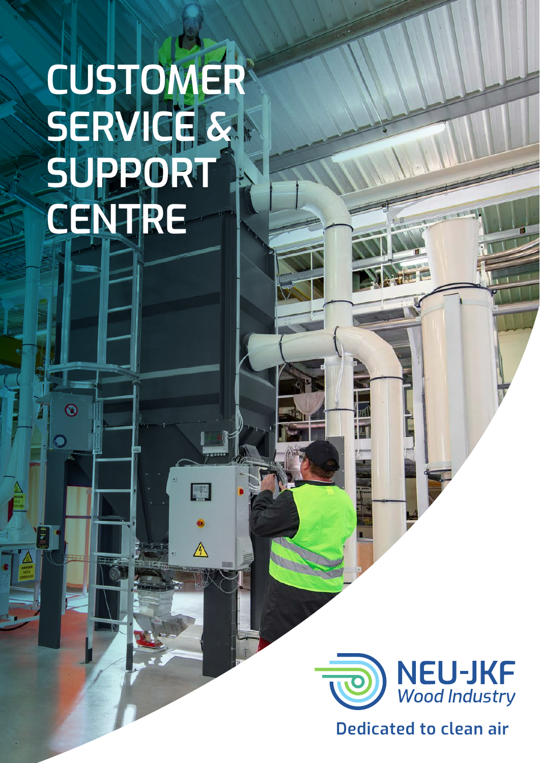# CUSTOMER SERVICE & SUPPORT CENTRE

NEU-JKF
*Wood Industry*

Dedicated to clean air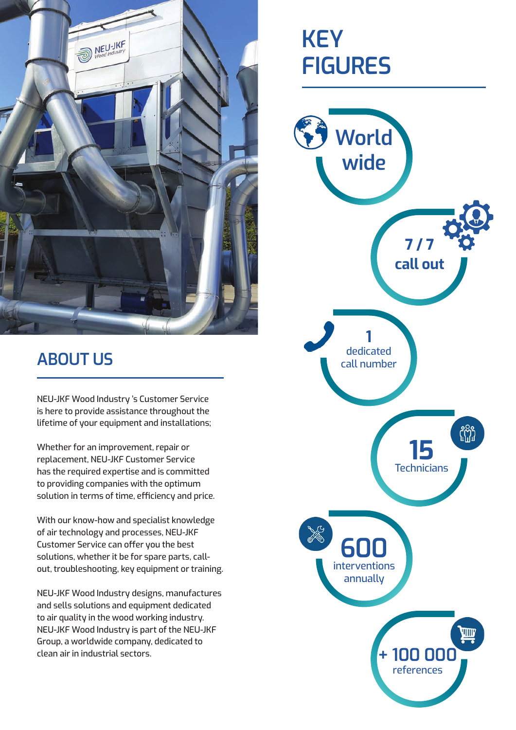## ABOUT US

NEU-JKF Wood Industry 's Customer Service is here to provide assistance throughout the lifetime of your equipment and installations;

Whether for an improvement, repair or replacement, NEU-JKF Customer Service has the required expertise and is committed to providing companies with the optimum solution in terms of time, efficiency and price.

With our know-how and specialist knowledge of air technology and processes, NEU-JKF Customer Service can offer you the best solutions, whether it be for spare parts, call-out, troubleshooting, key equipment or training.

NEU-JKF Wood Industry designs, manufactures and sells solutions and equipment dedicated to air quality in the wood working industry. NEU-JKF Wood Industry is part of the NEU-JKF Group, a worldwide company, dedicated to clean air in industrial sectors.

## KEY FIGURES

- **World wide**
- **7 / 7 call out**
- **1** dedicated call number
- **15** Technicians
- **600** interventions annually
- **+ 100 000** references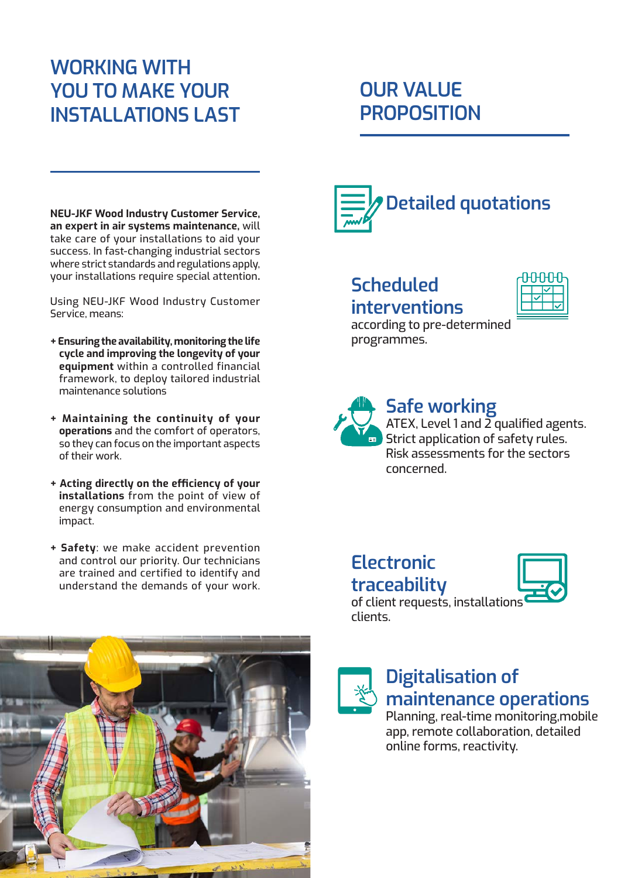# WORKING WITH YOU TO MAKE YOUR INSTALLATIONS LAST

**NEU-JKF Wood Industry Customer Service, an expert in air systems maintenance,** will take care of your installations to aid your success. In fast-changing industrial sectors where strict standards and regulations apply, your installations require special attention.

Using NEU-JKF Wood Industry Customer Service, means:

+ **Ensuring the availability, monitoring the life cycle and improving the longevity of your equipment** within a controlled financial framework, to deploy tailored industrial maintenance solutions

+ **Maintaining the continuity of your operations** and the comfort of operators, so they can focus on the important aspects of their work.

+ **Acting directly on the efficiency of your installations** from the point of view of energy consumption and environmental impact.

+ **Safety**: we make accident prevention and control our priority. Our technicians are trained and certified to identify and understand the demands of your work.

# OUR VALUE PROPOSITION

## Detailed quotations

## Scheduled interventions

according to pre-determined programmes.

## Safe working

ATEX, Level 1 and 2 qualified agents.
Strict application of safety rules.
Risk assessments for the sectors concerned.

## Electronic traceability

of client requests, installations clients.

## Digitalisation of maintenance operations

Planning, real-time monitoring,mobile app, remote collaboration, detailed online forms, reactivity.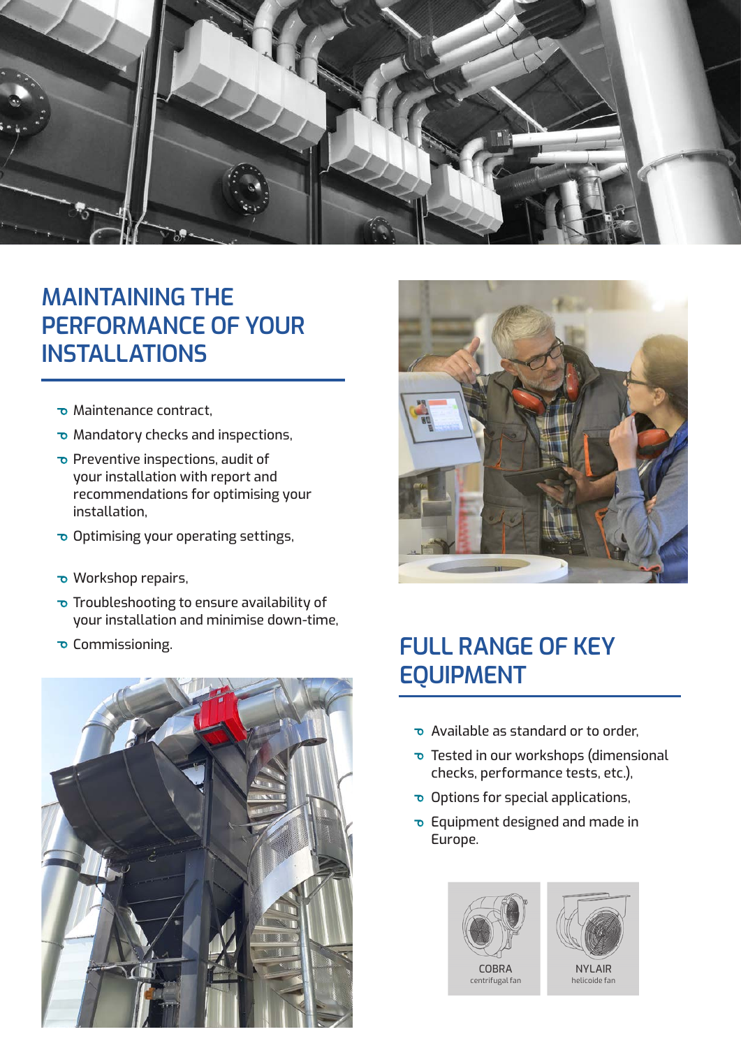## MAINTAINING THE PERFORMANCE OF YOUR INSTALLATIONS

- Maintenance contract,
- Mandatory checks and inspections,
- Preventive inspections, audit of your installation with report and recommendations for optimising your installation,
- Optimising your operating settings,
- Workshop repairs,
- Troubleshooting to ensure availability of your installation and minimise down-time,
- Commissioning.

## FULL RANGE OF KEY EQUIPMENT

- Available as standard or to order,
- Tested in our workshops (dimensional checks, performance tests, etc.),
- Options for special applications,
- Equipment designed and made in Europe.

COBRA
centrifugal fan

NYLAIR
helicoide fan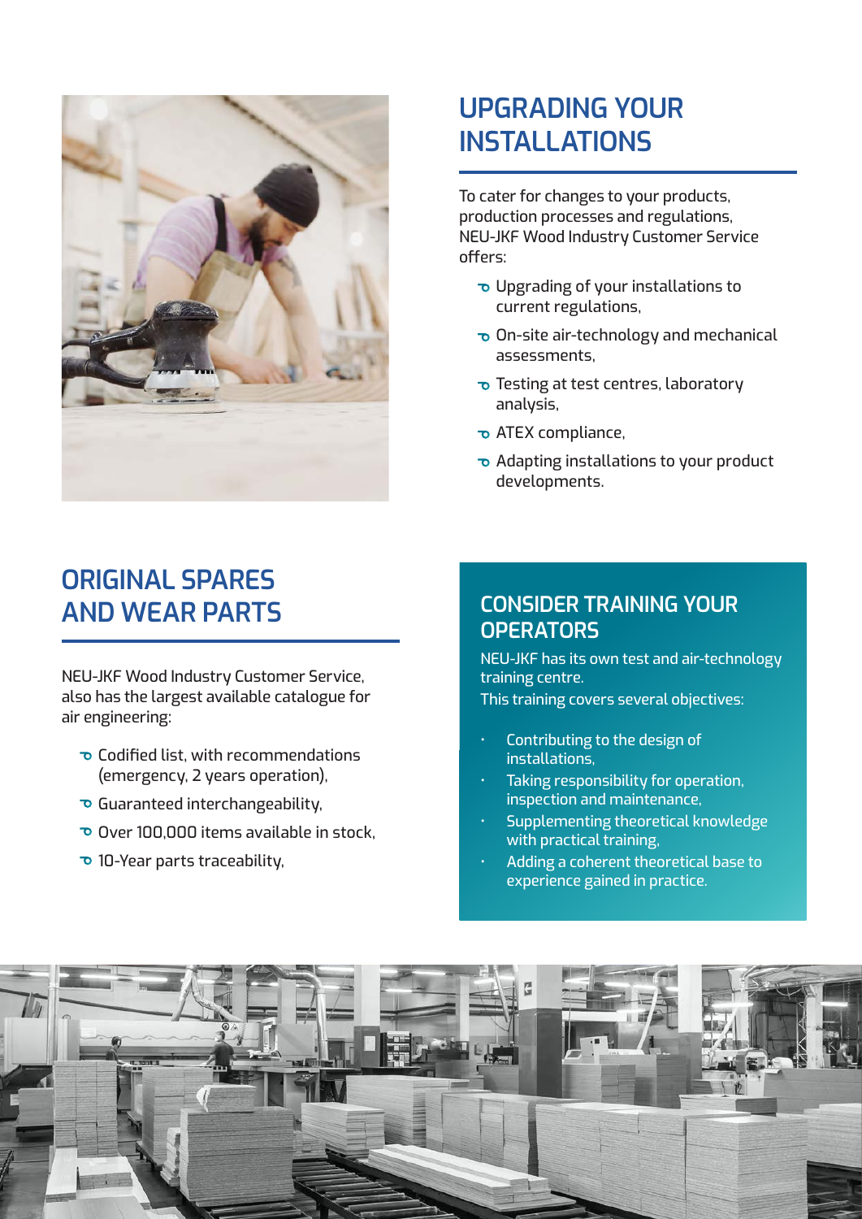## UPGRADING YOUR INSTALLATIONS

To cater for changes to your products, production processes and regulations, NEU-JKF Wood Industry Customer Service offers:

- Upgrading of your installations to current regulations,
- On-site air-technology and mechanical assessments,
- Testing at test centres, laboratory analysis,
- ATEX compliance,
- Adapting installations to your product developments.

## ORIGINAL SPARES AND WEAR PARTS

NEU-JKF Wood Industry Customer Service, also has the largest available catalogue for air engineering:

- Codified list, with recommendations (emergency, 2 years operation),
- Guaranteed interchangeability,
- Over 100,000 items available in stock,
- 10-Year parts traceability,

## CONSIDER TRAINING YOUR OPERATORS

NEU-JKF has its own test and air-technology training centre.
This training covers several objectives:

- Contributing to the design of installations,
- Taking responsibility for operation, inspection and maintenance,
- Supplementing theoretical knowledge with practical training,
- Adding a coherent theoretical base to experience gained in practice.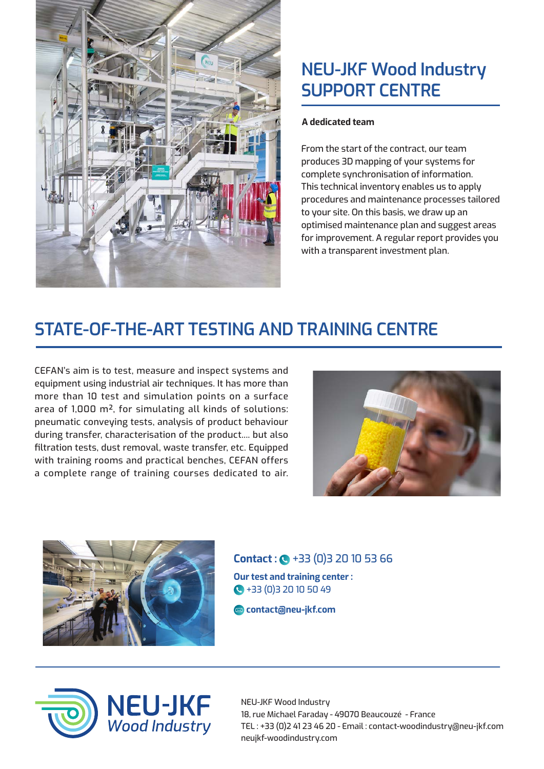## NEU-JKF Wood Industry SUPPORT CENTRE

**A dedicated team**

From the start of the contract, our team produces 3D mapping of your systems for complete synchronisation of information. This technical inventory enables us to apply procedures and maintenance processes tailored to your site. On this basis, we draw up an optimised maintenance plan and suggest areas for improvement. A regular report provides you with a transparent investment plan.

## STATE-OF-THE-ART TESTING AND TRAINING CENTRE

CEFAN's aim is to test, measure and inspect systems and equipment using industrial air techniques. It has more than more than 10 test and simulation points on a surface area of 1,000 m², for simulating all kinds of solutions: pneumatic conveying tests, analysis of product behaviour during transfer, characterisation of the product.... but also filtration tests, dust removal, waste transfer, etc. Equipped with training rooms and practical benches, CEFAN offers a complete range of training courses dedicated to air.

**Contact :** +33 (0)3 20 10 53 66

**Our test and training center :**
+33 (0)3 20 10 50 49

**contact@neu-jkf.com**

NEU-JKF
*Wood Industry*

NEU-JKF Wood Industry
18, rue Michael Faraday - 49070 Beaucouzé - France
TEL : +33 (0)2 41 23 46 20 - Email : contact-woodindustry@neu-jkf.com
neujkf-woodindustry.com